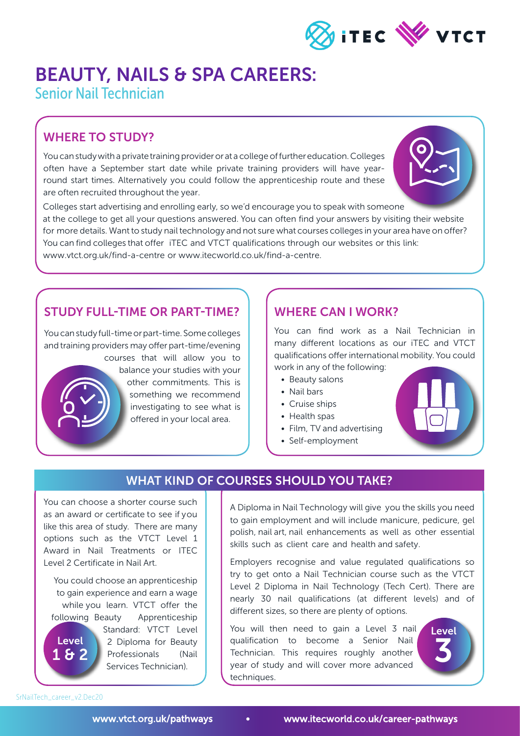# BEAUTY, NAILS & SPA CAREERS:

## Senior Nail Technician

### WHERE TO STUDY?

You can study with a private training provider or at a college of further education. Colleges often have a September start date while private training providers will have year-round start times. Alternatively you could follow the apprenticeship route and these are often recruited throughout the year.

Colleges start advertising and enrolling early, so we'd encourage you to speak with someone at the college to get all your questions answered. You can often find your answers by visiting their website for more details. Want to study nail technology and not sure what courses colleges in your area have on offer? You can find colleges that offer iTEC and VTCT qualifications through our websites or this link: www.vtct.org.uk/find-a-centre or www.itecworld.co.uk/find-a-centre.

### STUDY FULL-TIME OR PART-TIME?

You can study full-time or part-time. Some colleges and training providers may offer part-time/evening courses that will allow you to balance your studies with your other commitments. This is something we recommend investigating to see what is offered in your local area.

### WHERE CAN I WORK?

You can find work as a Nail Technician in many different locations as our iTEC and VTCT qualifications offer international mobility. You could work in any of the following:

- Beauty salons
- Nail bars
- Cruise ships
- Health spas
- Film, TV and advertising
- Self-employment

### WHAT KIND OF COURSES SHOULD YOU TAKE?

**Level 1 & 2**

You can choose a shorter course such as an award or certificate to see if you like this area of study. There are many options such as the VTCT Level 1 Award in Nail Treatments or ITEC Level 2 Certificate in Nail Art.

You could choose an apprenticeship to gain experience and earn a wage while you learn. VTCT offer the following Beauty Apprenticeship Standard: VTCT Level 2 Diploma for Beauty Professionals (Nail Services Technician).

A Diploma in Nail Technology will give you the skills you need to gain employment and will include manicure, pedicure, gel polish, nail art, nail enhancements as well as other essential skills such as client care and health and safety.

Employers recognise and value regulated qualifications so try to get onto a Nail Technician course such as the VTCT Level 2 Diploma in Nail Technology (Tech Cert). There are nearly 30 nail qualifications (at different levels) and of different sizes, so there are plenty of options.

**Level 3**

You will then need to gain a Level 3 nail qualification to become a Senior Nail Technician. This requires roughly another year of study and will cover more advanced techniques.

SrNailTech_career_v2 Dec20

www.vtct.org.uk/pathways • www.itecworld.co.uk/career-pathways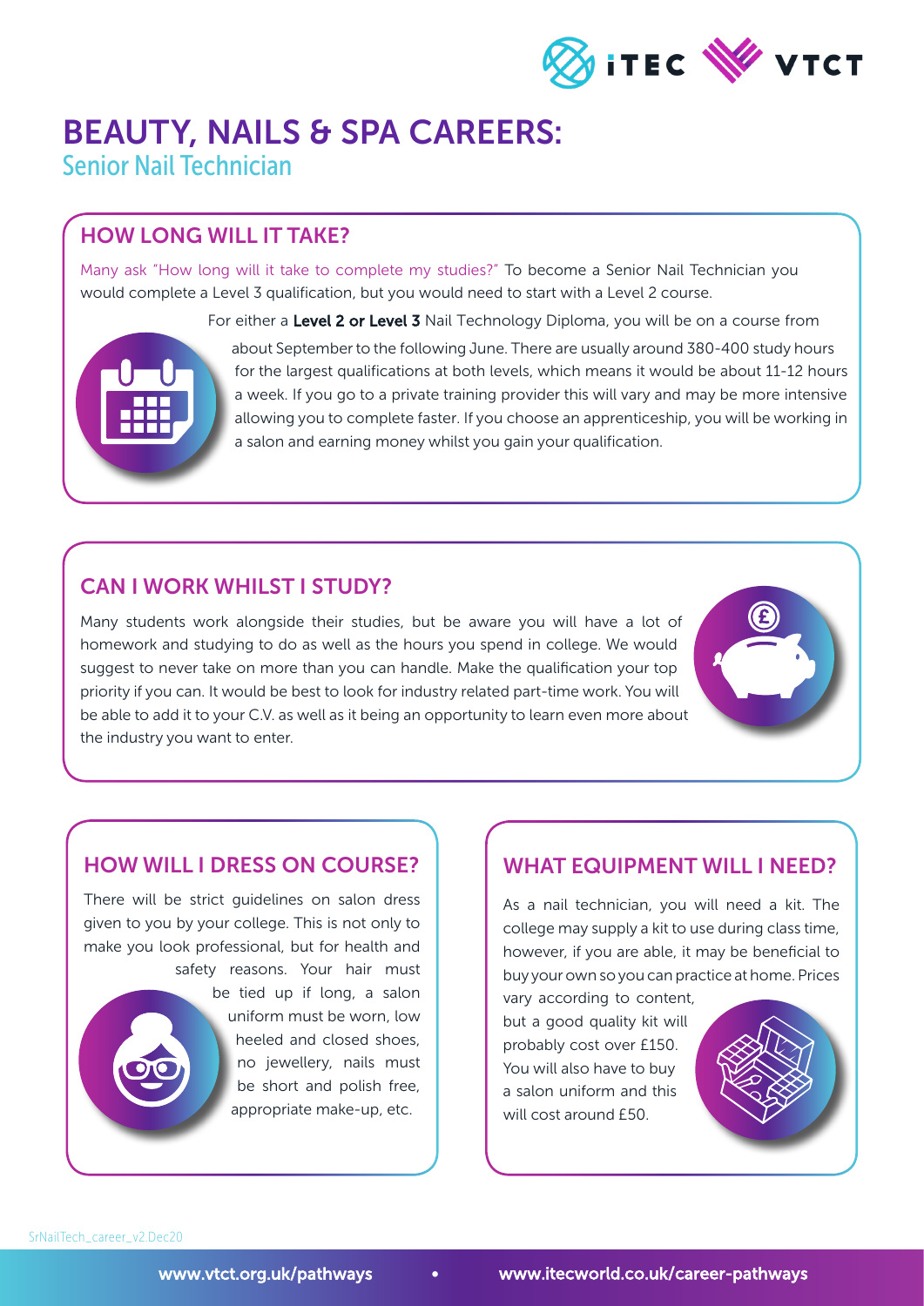# BEAUTY, NAILS & SPA CAREERS:

## Senior Nail Technician

### HOW LONG WILL IT TAKE?

Many ask "How long will it take to complete my studies?" To become a Senior Nail Technician you would complete a Level 3 qualification, but you would need to start with a Level 2 course.

For either a **Level 2 or Level 3** Nail Technology Diploma, you will be on a course from about September to the following June. There are usually around 380-400 study hours for the largest qualifications at both levels, which means it would be about 11-12 hours a week. If you go to a private training provider this will vary and may be more intensive allowing you to complete faster. If you choose an apprenticeship, you will be working in a salon and earning money whilst you gain your qualification.

### CAN I WORK WHILST I STUDY?

Many students work alongside their studies, but be aware you will have a lot of homework and studying to do as well as the hours you spend in college. We would suggest to never take on more than you can handle. Make the qualification your top priority if you can. It would be best to look for industry related part-time work. You will be able to add it to your C.V. as well as it being an opportunity to learn even more about the industry you want to enter.

### HOW WILL I DRESS ON COURSE?

There will be strict guidelines on salon dress given to you by your college. This is not only to make you look professional, but for health and safety reasons. Your hair must be tied up if long, a salon uniform must be worn, low heeled and closed shoes, no jewellery, nails must be short and polish free, appropriate make-up, etc.

### WHAT EQUIPMENT WILL I NEED?

As a nail technician, you will need a kit. The college may supply a kit to use during class time, however, if you are able, it may be beneficial to buy your own so you can practice at home. Prices vary according to content, but a good quality kit will probably cost over £150. You will also have to buy a salon uniform and this will cost around £50.

SrNailTech_career_v2 Dec20

www.vtct.org.uk/pathways • www.itecworld.co.uk/career-pathways